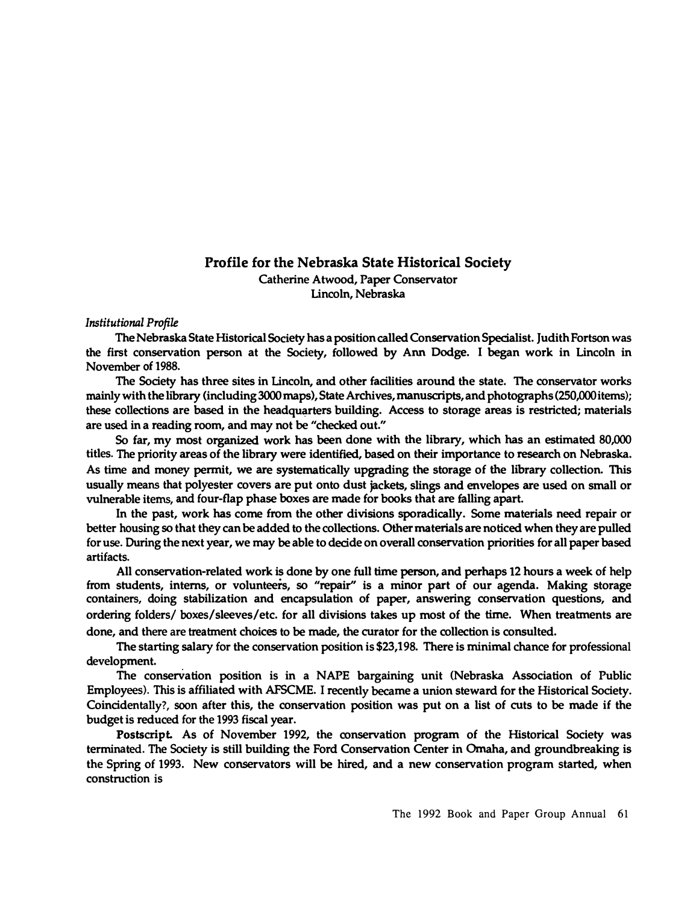## Profile for the Nebraska State Historical Society

Catherine Atwood, Paper Conservator
Lincoln, Nebraska

*Institutional Profile*

The Nebraska State Historical Society has a position called Conservation Specialist. Judith Fortson was the first conservation person at the Society, followed by Ann Dodge. I began work in Lincoln in November of 1988.

The Society has three sites in Lincoln, and other facilities around the state. The conservator works mainly with the library (including 3000 maps), State Archives, manuscripts, and photographs (250,000 items); these collections are based in the headquarters building. Access to storage areas is restricted; materials are used in a reading room, and may not be "checked out."

So far, my most organized work has been done with the library, which has an estimated 80,000 titles. The priority areas of the library were identified, based on their importance to research on Nebraska. As time and money permit, we are systematically upgrading the storage of the library collection. This usually means that polyester covers are put onto dust jackets, slings and envelopes are used on small or vulnerable items, and four-flap phase boxes are made for books that are falling apart.

In the past, work has come from the other divisions sporadically. Some materials need repair or better housing so that they can be added to the collections. Other materials are noticed when they are pulled for use. During the next year, we may be able to decide on overall conservation priorities for all paper based artifacts.

All conservation-related work is done by one full time person, and perhaps 12 hours a week of help from students, interns, or volunteers, so "repair" is a minor part of our agenda. Making storage containers, doing stabilization and encapsulation of paper, answering conservation questions, and ordering folders/ boxes/sleeves/etc. for all divisions takes up most of the time. When treatments are done, and there are treatment choices to be made, the curator for the collection is consulted.

The starting salary for the conservation position is $23,198. There is minimal chance for professional development.

The conservation position is in a NAPE bargaining unit (Nebraska Association of Public Employees). This is affiliated with AFSCME. I recently became a union steward for the Historical Society. Coincidentally?, soon after this, the conservation position was put on a list of cuts to be made if the budget is reduced for the 1993 fiscal year.

**Postscript.** As of November 1992, the conservation program of the Historical Society was terminated. The Society is still building the Ford Conservation Center in Omaha, and groundbreaking is the Spring of 1993. New conservators will be hired, and a new conservation program started, when construction is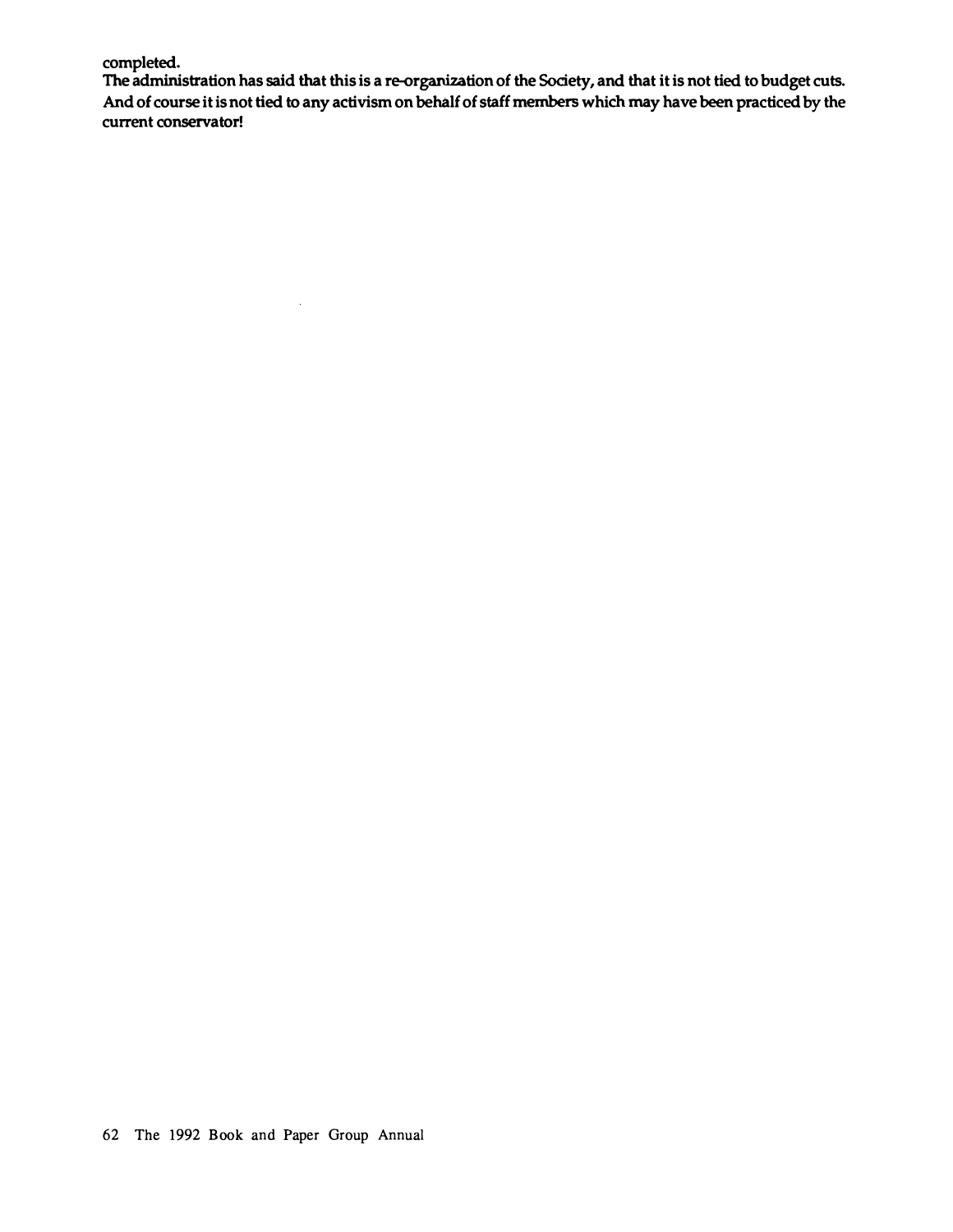completed.

**The administration has said that this is a re-organization of the Society, and that it is not tied to budget cuts. And of course it is not tied to any activism on behalf of staff members which may have been practiced by the current conservator!**